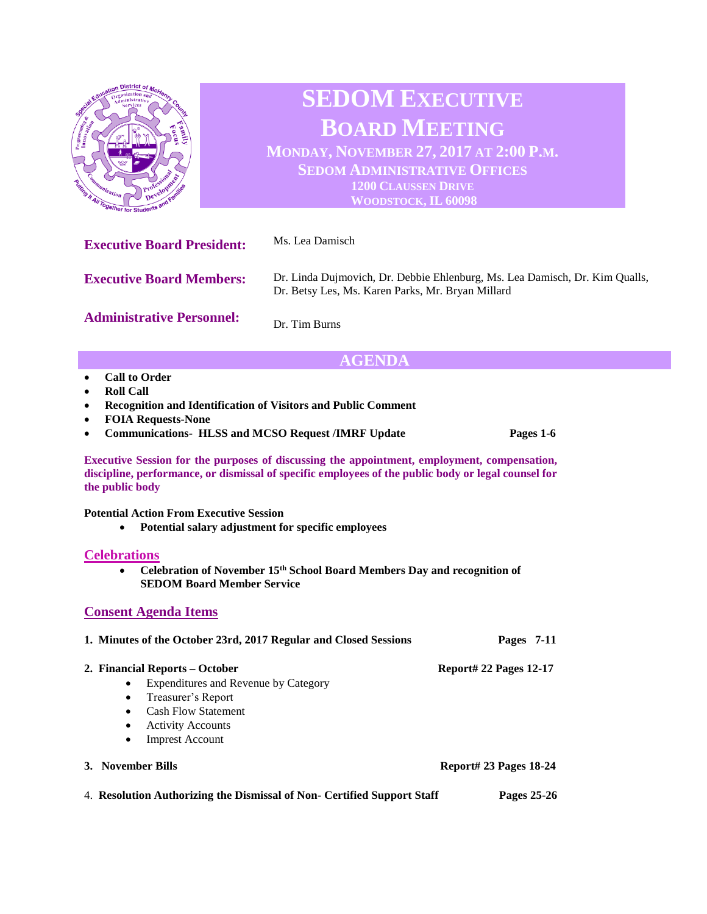# SEDOM Executive Board Meeting

**Monday, November 27, 2017 at 2:00 P.M.**
**SEDOM Administrative Offices**
**1200 Claussen Drive**
**Woodstock, IL 60098**

**Executive Board President:** Ms. Lea Damisch

**Executive Board Members:** Dr. Linda Dujmovich, Dr. Debbie Ehlenburg, Ms. Lea Damisch, Dr. Kim Qualls, Dr. Betsy Les, Ms. Karen Parks, Mr. Bryan Millard

**Administrative Personnel:** Dr. Tim Burns

## AGENDA

- **Call to Order**
- **Roll Call**
- **Recognition and Identification of Visitors and Public Comment**
- **FOIA Requests-None**
- **Communications- HLSS and MCSO Request /IMRF Update** **Pages 1-6**

**Executive Session for the purposes of discussing the appointment, employment, compensation, discipline, performance, or dismissal of specific employees of the public body or legal counsel for the public body**

**Potential Action From Executive Session**

- **Potential salary adjustment for specific employees**

### Celebrations

- **Celebration of November 15th School Board Members Day and recognition of SEDOM Board Member Service**

### Consent Agenda Items

1. **Minutes of the October 23rd, 2017 Regular and Closed Sessions** **Pages 7-11**

2. **Financial Reports – October** **Report# 22 Pages 12-17**
   - Expenditures and Revenue by Category
   - Treasurer's Report
   - Cash Flow Statement
   - Activity Accounts
   - Imprest Account

3. **November Bills** **Report# 23 Pages 18-24**

4. **Resolution Authorizing the Dismissal of Non- Certified Support Staff** **Pages 25-26**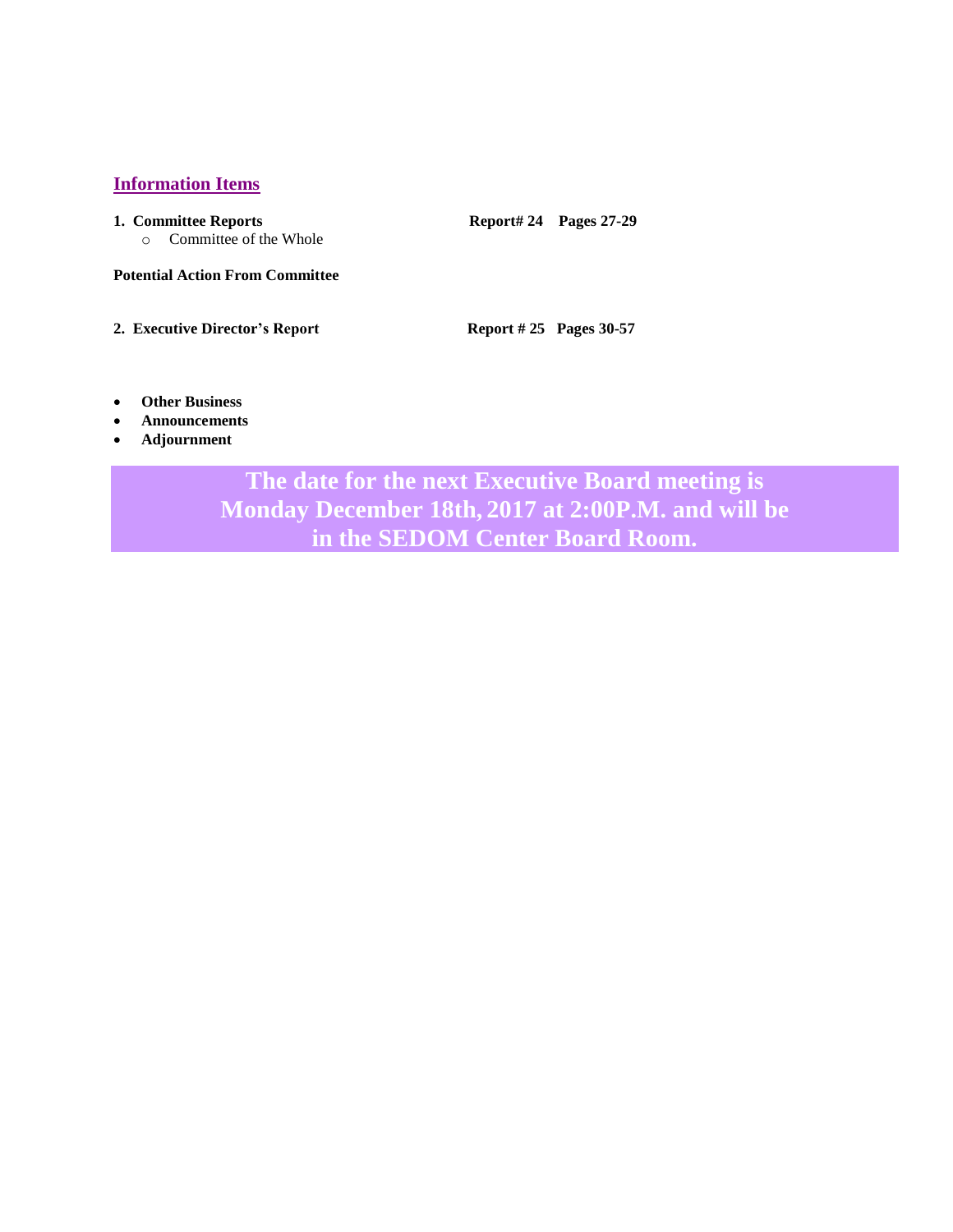## Information Items

1. **Committee Reports** **Report# 24 Pages 27-29**
   - Committee of the Whole

**Potential Action From Committee**

2. **Executive Director's Report** **Report # 25 Pages 30-57**

- **Other Business**
- **Announcements**
- **Adjournment**

**The date for the next Executive Board meeting is Monday December 18th, 2017 at 2:00P.M. and will be in the SEDOM Center Board Room.**